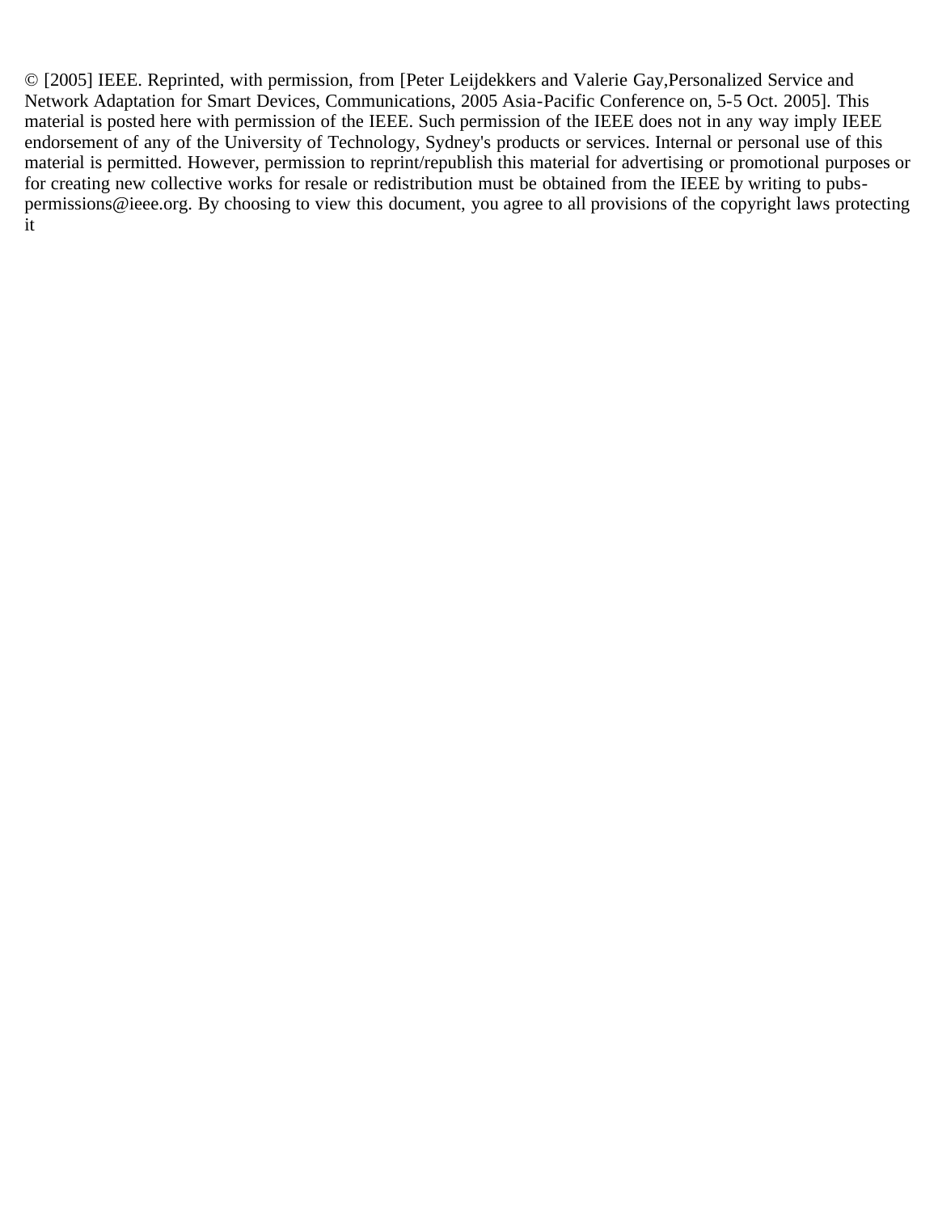© [2005] IEEE. Reprinted, with permission, from [Peter Leijdekkers and Valerie Gay,Personalized Service and Network Adaptation for Smart Devices, Communications, 2005 Asia-Pacific Conference on, 5-5 Oct. 2005]. This material is posted here with permission of the IEEE. Such permission of the IEEE does not in any way imply IEEE endorsement of any of the University of Technology, Sydney's products or services. Internal or personal use of this material is permitted. However, permission to reprint/republish this material for advertising or promotional purposes or for creating new collective works for resale or redistribution must be obtained from the IEEE by writing to pubs-permissions@ieee.org. By choosing to view this document, you agree to all provisions of the copyright laws protecting it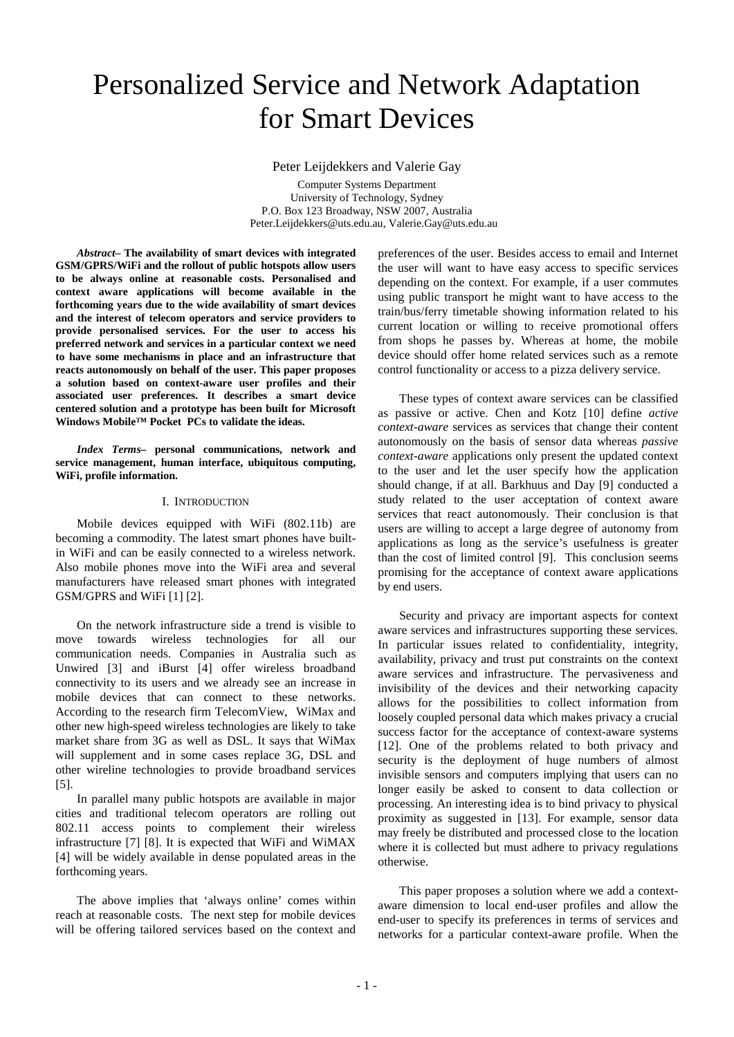# Personalized Service and Network Adaptation for Smart Devices

Peter Leijdekkers and Valerie Gay

Computer Systems Department
University of Technology, Sydney
P.O. Box 123 Broadway, NSW 2007, Australia
Peter.Leijdekkers@uts.edu.au, Valerie.Gay@uts.edu.au

***Abstract*– The availability of smart devices with integrated GSM/GPRS/WiFi and the rollout of public hotspots allow users to be always online at reasonable costs. Personalised and context aware applications will become available in the forthcoming years due to the wide availability of smart devices and the interest of telecom operators and service providers to provide personalised services. For the user to access his preferred network and services in a particular context we need to have some mechanisms in place and an infrastructure that reacts autonomously on behalf of the user. This paper proposes a solution based on context-aware user profiles and their associated user preferences. It describes a smart device centered solution and a prototype has been built for Microsoft Windows Mobile™ Pocket PCs to validate the ideas.**

***Index Terms*– personal communications, network and service management, human interface, ubiquitous computing, WiFi, profile information.**

## I. Introduction

Mobile devices equipped with WiFi (802.11b) are becoming a commodity. The latest smart phones have built-in WiFi and can be easily connected to a wireless network. Also mobile phones move into the WiFi area and several manufacturers have released smart phones with integrated GSM/GPRS and WiFi [1] [2].

On the network infrastructure side a trend is visible to move towards wireless technologies for all our communication needs. Companies in Australia such as Unwired [3] and iBurst [4] offer wireless broadband connectivity to its users and we already see an increase in mobile devices that can connect to these networks. According to the research firm TelecomView, WiMax and other new high-speed wireless technologies are likely to take market share from 3G as well as DSL. It says that WiMax will supplement and in some cases replace 3G, DSL and other wireline technologies to provide broadband services [5].

In parallel many public hotspots are available in major cities and traditional telecom operators are rolling out 802.11 access points to complement their wireless infrastructure [7] [8]. It is expected that WiFi and WiMAX [4] will be widely available in dense populated areas in the forthcoming years.

The above implies that 'always online' comes within reach at reasonable costs. The next step for mobile devices will be offering tailored services based on the context and preferences of the user. Besides access to email and Internet the user will want to have easy access to specific services depending on the context. For example, if a user commutes using public transport he might want to have access to the train/bus/ferry timetable showing information related to his current location or willing to receive promotional offers from shops he passes by. Whereas at home, the mobile device should offer home related services such as a remote control functionality or access to a pizza delivery service.

These types of context aware services can be classified as passive or active. Chen and Kotz [10] define *active context-aware* services as services that change their content autonomously on the basis of sensor data whereas *passive context-aware* applications only present the updated context to the user and let the user specify how the application should change, if at all. Barkhuus and Day [9] conducted a study related to the user acceptation of context aware services that react autonomously. Their conclusion is that users are willing to accept a large degree of autonomy from applications as long as the service's usefulness is greater than the cost of limited control [9]. This conclusion seems promising for the acceptance of context aware applications by end users.

Security and privacy are important aspects for context aware services and infrastructures supporting these services. In particular issues related to confidentiality, integrity, availability, privacy and trust put constraints on the context aware services and infrastructure. The pervasiveness and invisibility of the devices and their networking capacity allows for the possibilities to collect information from loosely coupled personal data which makes privacy a crucial success factor for the acceptance of context-aware systems [12]. One of the problems related to both privacy and security is the deployment of huge numbers of almost invisible sensors and computers implying that users can no longer easily be asked to consent to data collection or processing. An interesting idea is to bind privacy to physical proximity as suggested in [13]. For example, sensor data may freely be distributed and processed close to the location where it is collected but must adhere to privacy regulations otherwise.

This paper proposes a solution where we add a context-aware dimension to local end-user profiles and allow the end-user to specify its preferences in terms of services and networks for a particular context-aware profile. When the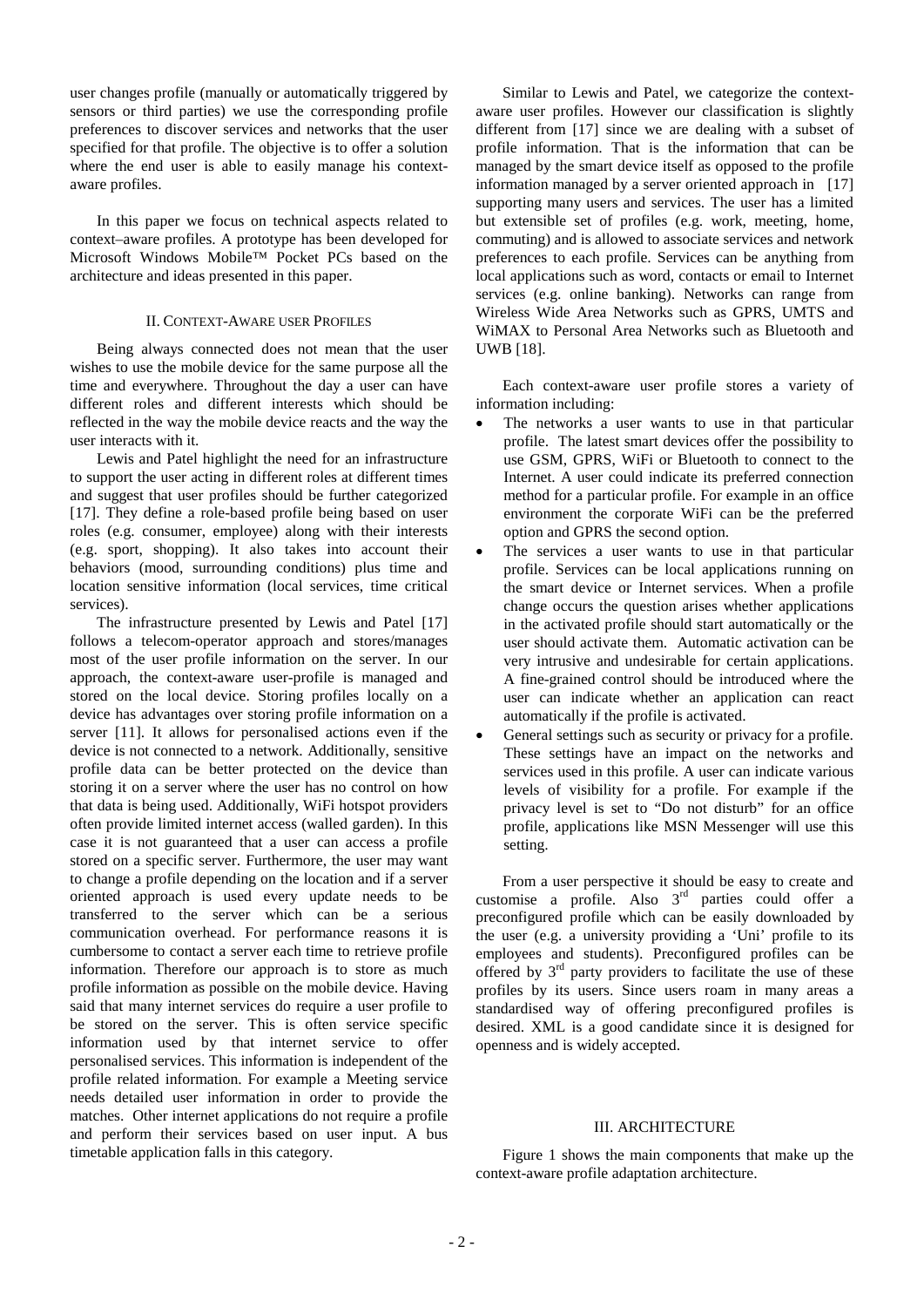user changes profile (manually or automatically triggered by sensors or third parties) we use the corresponding profile preferences to discover services and networks that the user specified for that profile. The objective is to offer a solution where the end user is able to easily manage his context-aware profiles.

In this paper we focus on technical aspects related to context–aware profiles. A prototype has been developed for Microsoft Windows Mobile™ Pocket PCs based on the architecture and ideas presented in this paper.

## II. Context-Aware user Profiles

Being always connected does not mean that the user wishes to use the mobile device for the same purpose all the time and everywhere. Throughout the day a user can have different roles and different interests which should be reflected in the way the mobile device reacts and the way the user interacts with it.

Lewis and Patel highlight the need for an infrastructure to support the user acting in different roles at different times and suggest that user profiles should be further categorized [17]. They define a role-based profile being based on user roles (e.g. consumer, employee) along with their interests (e.g. sport, shopping). It also takes into account their behaviors (mood, surrounding conditions) plus time and location sensitive information (local services, time critical services).

The infrastructure presented by Lewis and Patel [17] follows a telecom-operator approach and stores/manages most of the user profile information on the server. In our approach, the context-aware user-profile is managed and stored on the local device. Storing profiles locally on a device has advantages over storing profile information on a server [11]. It allows for personalised actions even if the device is not connected to a network. Additionally, sensitive profile data can be better protected on the device than storing it on a server where the user has no control on how that data is being used. Additionally, WiFi hotspot providers often provide limited internet access (walled garden). In this case it is not guaranteed that a user can access a profile stored on a specific server. Furthermore, the user may want to change a profile depending on the location and if a server oriented approach is used every update needs to be transferred to the server which can be a serious communication overhead. For performance reasons it is cumbersome to contact a server each time to retrieve profile information. Therefore our approach is to store as much profile information as possible on the mobile device. Having said that many internet services do require a user profile to be stored on the server. This is often service specific information used by that internet service to offer personalised services. This information is independent of the profile related information. For example a Meeting service needs detailed user information in order to provide the matches. Other internet applications do not require a profile and perform their services based on user input. A bus timetable application falls in this category.

Similar to Lewis and Patel, we categorize the context-aware user profiles. However our classification is slightly different from [17] since we are dealing with a subset of profile information. That is the information that can be managed by the smart device itself as opposed to the profile information managed by a server oriented approach in [17] supporting many users and services. The user has a limited but extensible set of profiles (e.g. work, meeting, home, commuting) and is allowed to associate services and network preferences to each profile. Services can be anything from local applications such as word, contacts or email to Internet services (e.g. online banking). Networks can range from Wireless Wide Area Networks such as GPRS, UMTS and WiMAX to Personal Area Networks such as Bluetooth and UWB [18].

Each context-aware user profile stores a variety of information including:

- The networks a user wants to use in that particular profile. The latest smart devices offer the possibility to use GSM, GPRS, WiFi or Bluetooth to connect to the Internet. A user could indicate its preferred connection method for a particular profile. For example in an office environment the corporate WiFi can be the preferred option and GPRS the second option.
- The services a user wants to use in that particular profile. Services can be local applications running on the smart device or Internet services. When a profile change occurs the question arises whether applications in the activated profile should start automatically or the user should activate them. Automatic activation can be very intrusive and undesirable for certain applications. A fine-grained control should be introduced where the user can indicate whether an application can react automatically if the profile is activated.
- General settings such as security or privacy for a profile. These settings have an impact on the networks and services used in this profile. A user can indicate various levels of visibility for a profile. For example if the privacy level is set to "Do not disturb" for an office profile, applications like MSN Messenger will use this setting.

From a user perspective it should be easy to create and customise a profile. Also 3rd parties could offer a preconfigured profile which can be easily downloaded by the user (e.g. a university providing a 'Uni' profile to its employees and students). Preconfigured profiles can be offered by 3rd party providers to facilitate the use of these profiles by its users. Since users roam in many areas a standardised way of offering preconfigured profiles is desired. XML is a good candidate since it is designed for openness and is widely accepted.

## III. Architecture

Figure 1 shows the main components that make up the context-aware profile adaptation architecture.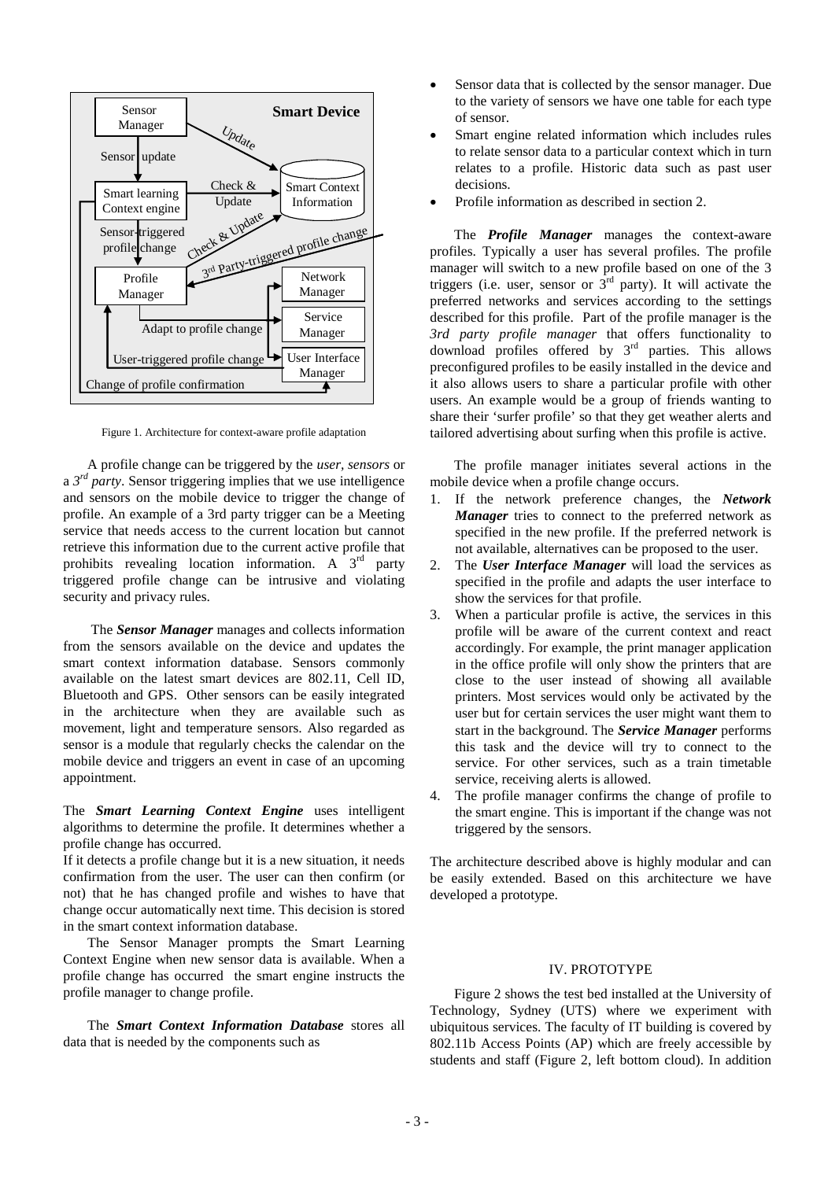Figure 1. Architecture for context-aware profile adaptation

A profile change can be triggered by the *user*, *sensors* or a *3rd party*. Sensor triggering implies that we use intelligence and sensors on the mobile device to trigger the change of profile. An example of a 3rd party trigger can be a Meeting service that needs access to the current location but cannot retrieve this information due to the current active profile that prohibits revealing location information. A 3rd party triggered profile change can be intrusive and violating security and privacy rules.

The ***Sensor Manager*** manages and collects information from the sensors available on the device and updates the smart context information database. Sensors commonly available on the latest smart devices are 802.11, Cell ID, Bluetooth and GPS. Other sensors can be easily integrated in the architecture when they are available such as movement, light and temperature sensors. Also regarded as sensor is a module that regularly checks the calendar on the mobile device and triggers an event in case of an upcoming appointment.

The ***Smart Learning Context Engine*** uses intelligent algorithms to determine the profile. It determines whether a profile change has occurred.

If it detects a profile change but it is a new situation, it needs confirmation from the user. The user can then confirm (or not) that he has changed profile and wishes to have that change occur automatically next time. This decision is stored in the smart context information database.

The Sensor Manager prompts the Smart Learning Context Engine when new sensor data is available. When a profile change has occurred the smart engine instructs the profile manager to change profile.

The ***Smart Context Information Database*** stores all data that is needed by the components such as

- Sensor data that is collected by the sensor manager. Due to the variety of sensors we have one table for each type of sensor.
- Smart engine related information which includes rules to relate sensor data to a particular context which in turn relates to a profile. Historic data such as past user decisions.
- Profile information as described in section 2.

The ***Profile Manager*** manages the context-aware profiles. Typically a user has several profiles. The profile manager will switch to a new profile based on one of the 3 triggers (i.e. user, sensor or 3rd party). It will activate the preferred networks and services according to the settings described for this profile. Part of the profile manager is the *3rd party profile manager* that offers functionality to download profiles offered by 3rd parties. This allows preconfigured profiles to be easily installed in the device and it also allows users to share a particular profile with other users. An example would be a group of friends wanting to share their 'surfer profile' so that they get weather alerts and tailored advertising about surfing when this profile is active.

The profile manager initiates several actions in the mobile device when a profile change occurs.

1. If the network preference changes, the ***Network Manager*** tries to connect to the preferred network as specified in the new profile. If the preferred network is not available, alternatives can be proposed to the user.
2. The ***User Interface Manager*** will load the services as specified in the profile and adapts the user interface to show the services for that profile.
3. When a particular profile is active, the services in this profile will be aware of the current context and react accordingly. For example, the print manager application in the office profile will only show the printers that are close to the user instead of showing all available printers. Most services would only be activated by the user but for certain services the user might want them to start in the background. The ***Service Manager*** performs this task and the device will try to connect to the service. For other services, such as a train timetable service, receiving alerts is allowed.
4. The profile manager confirms the change of profile to the smart engine. This is important if the change was not triggered by the sensors.

The architecture described above is highly modular and can be easily extended. Based on this architecture we have developed a prototype.

## IV. PROTOTYPE

Figure 2 shows the test bed installed at the University of Technology, Sydney (UTS) where we experiment with ubiquitous services. The faculty of IT building is covered by 802.11b Access Points (AP) which are freely accessible by students and staff (Figure 2, left bottom cloud). In addition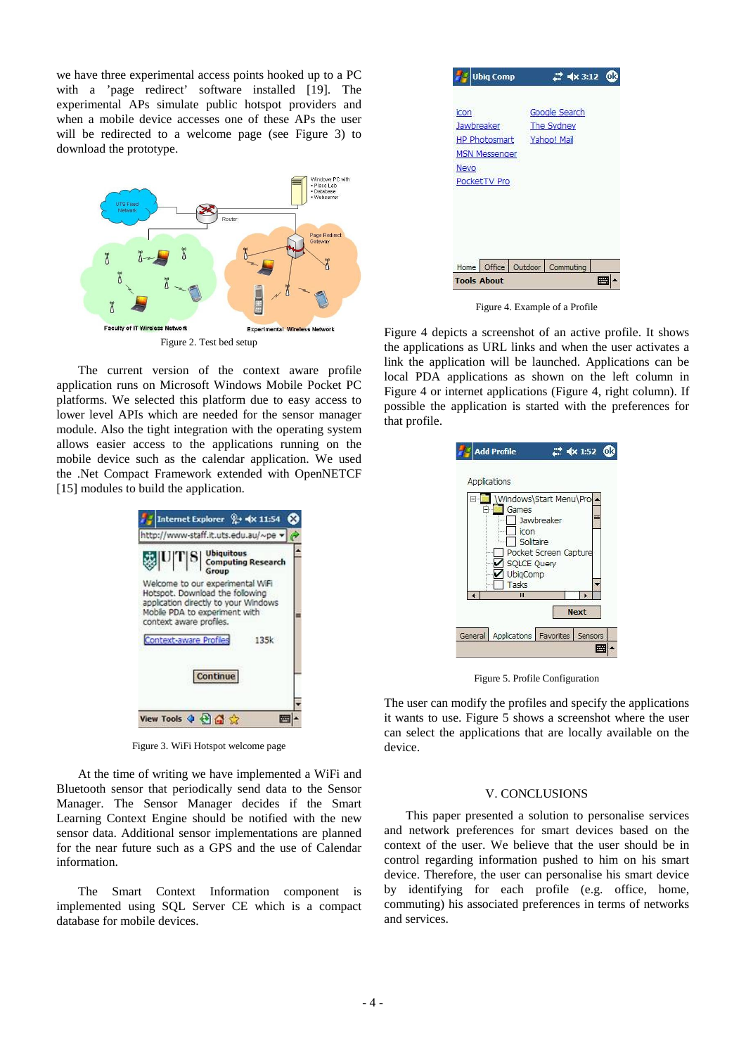we have three experimental access points hooked up to a PC with a 'page redirect' software installed [19]. The experimental APs simulate public hotspot providers and when a mobile device accesses one of these APs the user will be redirected to a welcome page (see Figure 3) to download the prototype.

Figure 2. Test bed setup

The current version of the context aware profile application runs on Microsoft Windows Mobile Pocket PC platforms. We selected this platform due to easy access to lower level APIs which are needed for the sensor manager module. Also the tight integration with the operating system allows easier access to the applications running on the mobile device such as the calendar application. We used the .Net Compact Framework extended with OpenNETCF [15] modules to build the application.

Figure 3. WiFi Hotspot welcome page

At the time of writing we have implemented a WiFi and Bluetooth sensor that periodically send data to the Sensor Manager. The Sensor Manager decides if the Smart Learning Context Engine should be notified with the new sensor data. Additional sensor implementations are planned for the near future such as a GPS and the use of Calendar information.

The Smart Context Information component is implemented using SQL Server CE which is a compact database for mobile devices.

Figure 4. Example of a Profile

Figure 4 depicts a screenshot of an active profile. It shows the applications as URL links and when the user activates a link the application will be launched. Applications can be local PDA applications as shown on the left column in Figure 4 or internet applications (Figure 4, right column). If possible the application is started with the preferences for that profile.

Figure 5. Profile Configuration

The user can modify the profiles and specify the applications it wants to use. Figure 5 shows a screenshot where the user can select the applications that are locally available on the device.

## V. CONCLUSIONS

This paper presented a solution to personalise services and network preferences for smart devices based on the context of the user. We believe that the user should be in control regarding information pushed to him on his smart device. Therefore, the user can personalise his smart device by identifying for each profile (e.g. office, home, commuting) his associated preferences in terms of networks and services.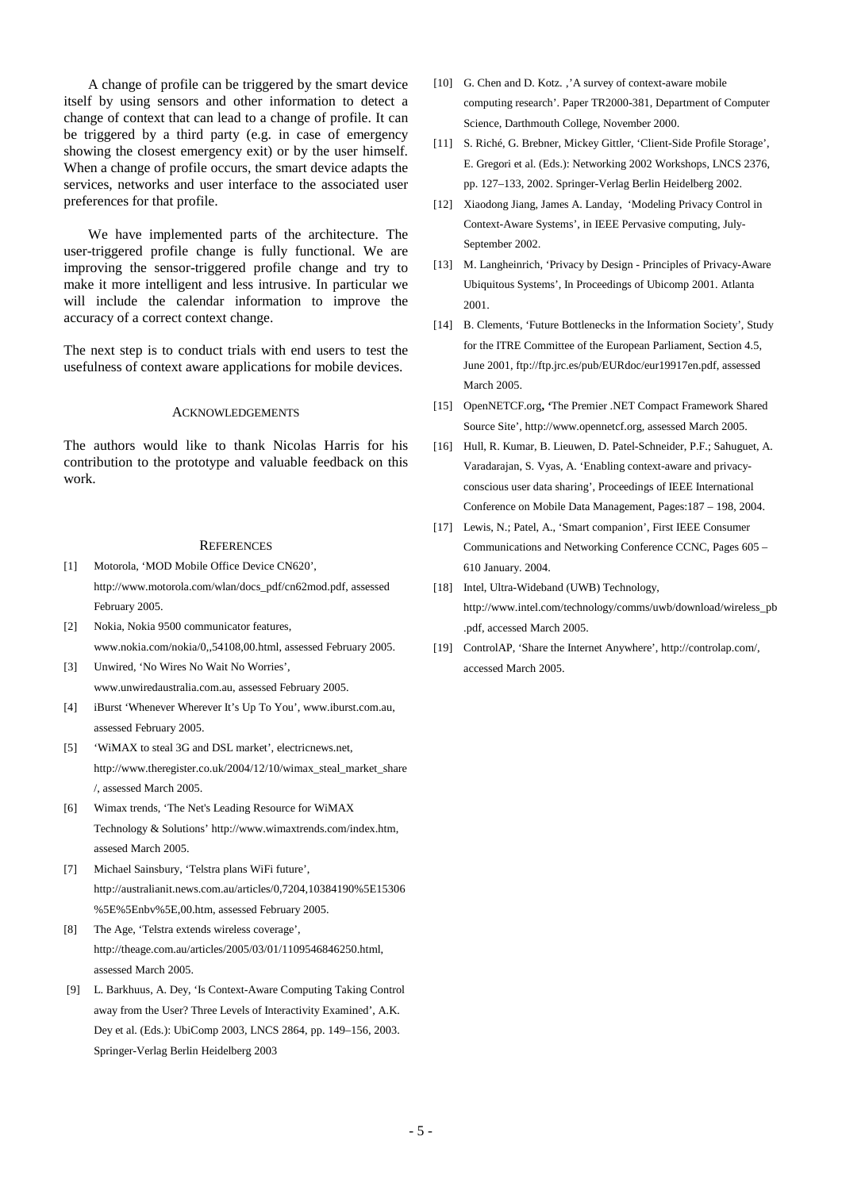A change of profile can be triggered by the smart device itself by using sensors and other information to detect a change of context that can lead to a change of profile. It can be triggered by a third party (e.g. in case of emergency showing the closest emergency exit) or by the user himself. When a change of profile occurs, the smart device adapts the services, networks and user interface to the associated user preferences for that profile.

We have implemented parts of the architecture. The user-triggered profile change is fully functional. We are improving the sensor-triggered profile change and try to make it more intelligent and less intrusive. In particular we will include the calendar information to improve the accuracy of a correct context change.

The next step is to conduct trials with end users to test the usefulness of context aware applications for mobile devices.

## Acknowledgements

The authors would like to thank Nicolas Harris for his contribution to the prototype and valuable feedback on this work.

## References

[1] Motorola, 'MOD Mobile Office Device CN620', http://www.motorola.com/wlan/docs_pdf/cn62mod.pdf, assessed February 2005.

[2] Nokia, Nokia 9500 communicator features, www.nokia.com/nokia/0,,54108,00.html, assessed February 2005.

[3] Unwired, 'No Wires No Wait No Worries', www.unwiredaustralia.com.au, assessed February 2005.

[4] iBurst 'Whenever Wherever It's Up To You', www.iburst.com.au, assessed February 2005.

[5] 'WiMAX to steal 3G and DSL market', electricnews.net, http://www.theregister.co.uk/2004/12/10/wimax_steal_market_share/, assessed March 2005.

[6] Wimax trends, 'The Net's Leading Resource for WiMAX Technology & Solutions' http://www.wimaxtrends.com/index.htm, assesed March 2005.

[7] Michael Sainsbury, 'Telstra plans WiFi future', http://australianit.news.com.au/articles/0,7204,10384190%5E15306%5E%5Enbv%5E,00.htm, assessed February 2005.

[8] The Age, 'Telstra extends wireless coverage', http://theage.com.au/articles/2005/03/01/1109546846250.html, assessed March 2005.

[9] L. Barkhuus, A. Dey, 'Is Context-Aware Computing Taking Control away from the User? Three Levels of Interactivity Examined', A.K. Dey et al. (Eds.): UbiComp 2003, LNCS 2864, pp. 149–156, 2003. Springer-Verlag Berlin Heidelberg 2003

[10] G. Chen and D. Kotz. ,'A survey of context-aware mobile computing research'. Paper TR2000-381, Department of Computer Science, Darthmouth College, November 2000.

[11] S. Riché, G. Brebner, Mickey Gittler, 'Client-Side Profile Storage', E. Gregori et al. (Eds.): Networking 2002 Workshops, LNCS 2376, pp. 127–133, 2002. Springer-Verlag Berlin Heidelberg 2002.

[12] Xiaodong Jiang, James A. Landay, 'Modeling Privacy Control in Context-Aware Systems', in IEEE Pervasive computing, July-September 2002.

[13] M. Langheinrich, 'Privacy by Design - Principles of Privacy-Aware Ubiquitous Systems', In Proceedings of Ubicomp 2001. Atlanta 2001.

[14] B. Clements, 'Future Bottlenecks in the Information Society', Study for the ITRE Committee of the European Parliament, Section 4.5, June 2001, ftp://ftp.jrc.es/pub/EURdoc/eur19917en.pdf, assessed March 2005.

[15] OpenNETCF.org**, '**The Premier .NET Compact Framework Shared Source Site', http://www.opennetcf.org, assessed March 2005.

[16] Hull, R. Kumar, B. Lieuwen, D. Patel-Schneider, P.F.; Sahuguet, A. Varadarajan, S. Vyas, A. 'Enabling context-aware and privacy-conscious user data sharing', Proceedings of IEEE International Conference on Mobile Data Management, Pages:187 – 198, 2004.

[17] Lewis, N.; Patel, A., 'Smart companion', First IEEE Consumer Communications and Networking Conference CCNC, Pages 605 – 610 January. 2004.

[18] Intel, Ultra-Wideband (UWB) Technology, http://www.intel.com/technology/comms/uwb/download/wireless_pb.pdf, accessed March 2005.

[19] ControlAP, 'Share the Internet Anywhere', http://controlap.com/, accessed March 2005.